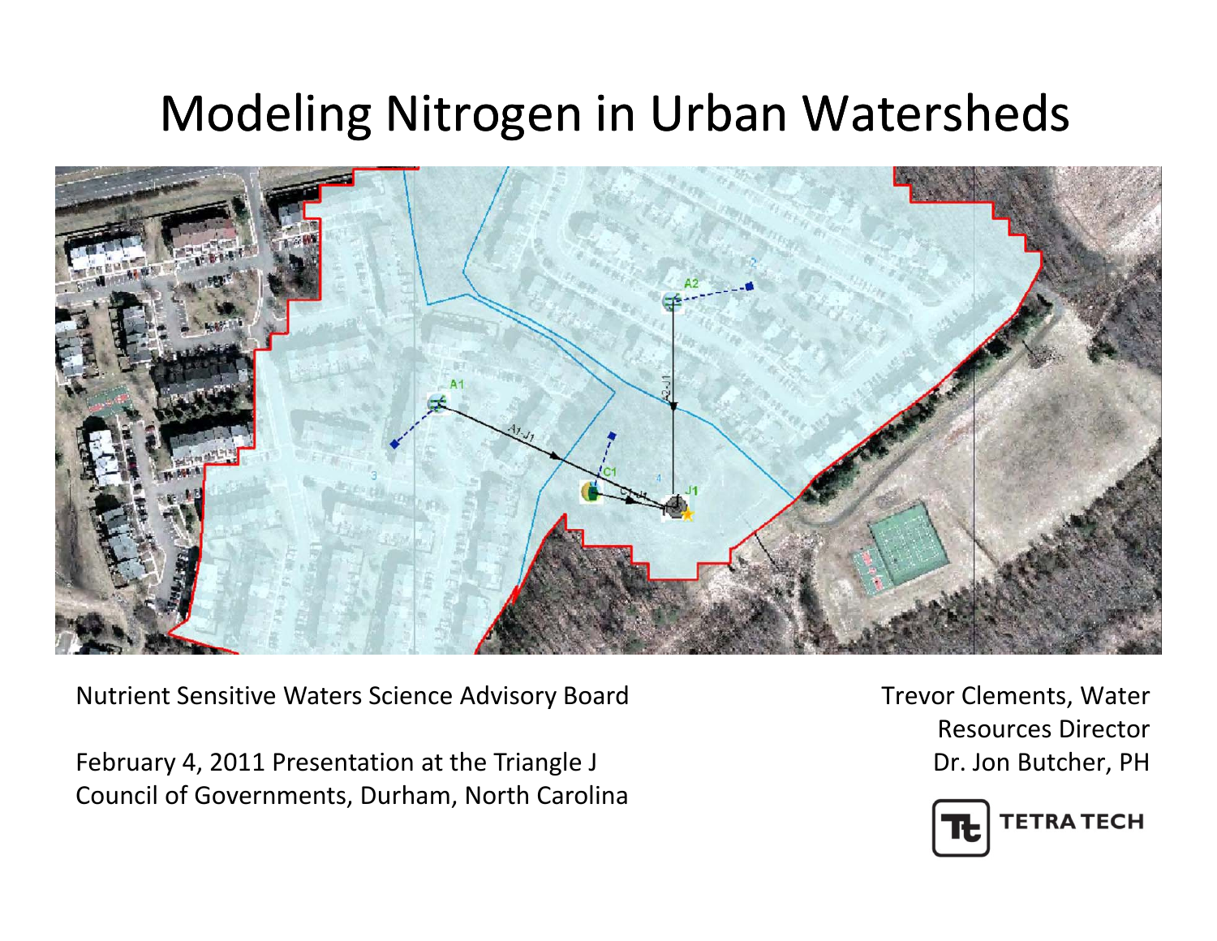# Modeling Nitrogen in Urban Watersheds

Nutrient Sensitive Waters Science Advisory Board

February 4, 2011 Presentation at the Triangle J Council of Governments, Durham, North Carolina

Trevor Clements, Water Resources Director
Dr. Jon Butcher, PH

TETRA TECH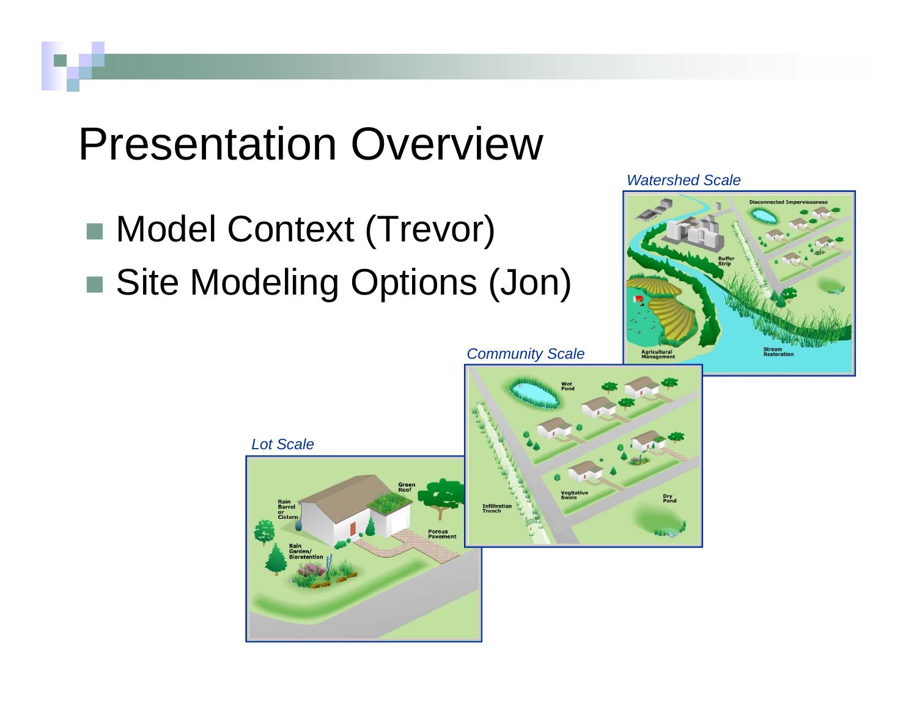# Presentation Overview

- Model Context (Trevor)
- Site Modeling Options (Jon)

*Watershed Scale*

*Community Scale*

*Lot Scale*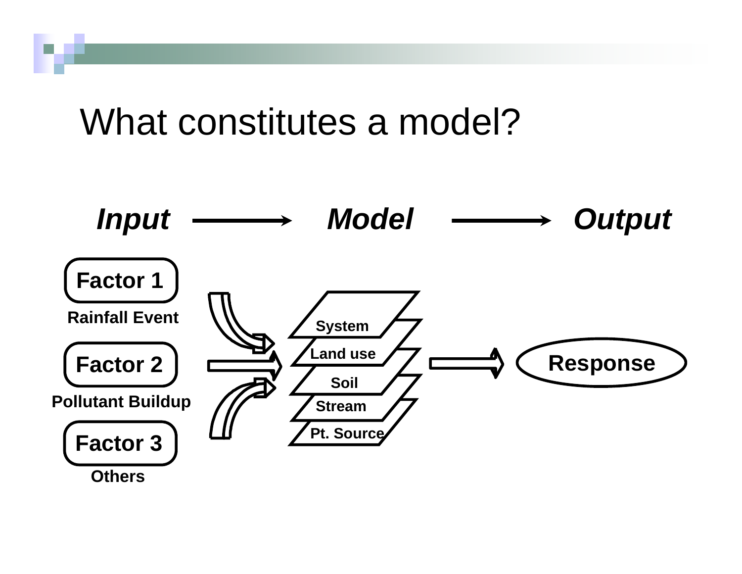# What constitutes a model?

***Input*** → ***Model*** → ***Output***

**Factor 1**
**Rainfall Event**

**Factor 2**
**Pollutant Buildup**

**Factor 3**
**Others**

**System**
**Land use**
**Soil**
**Stream**
**Pt. Source**

**Response**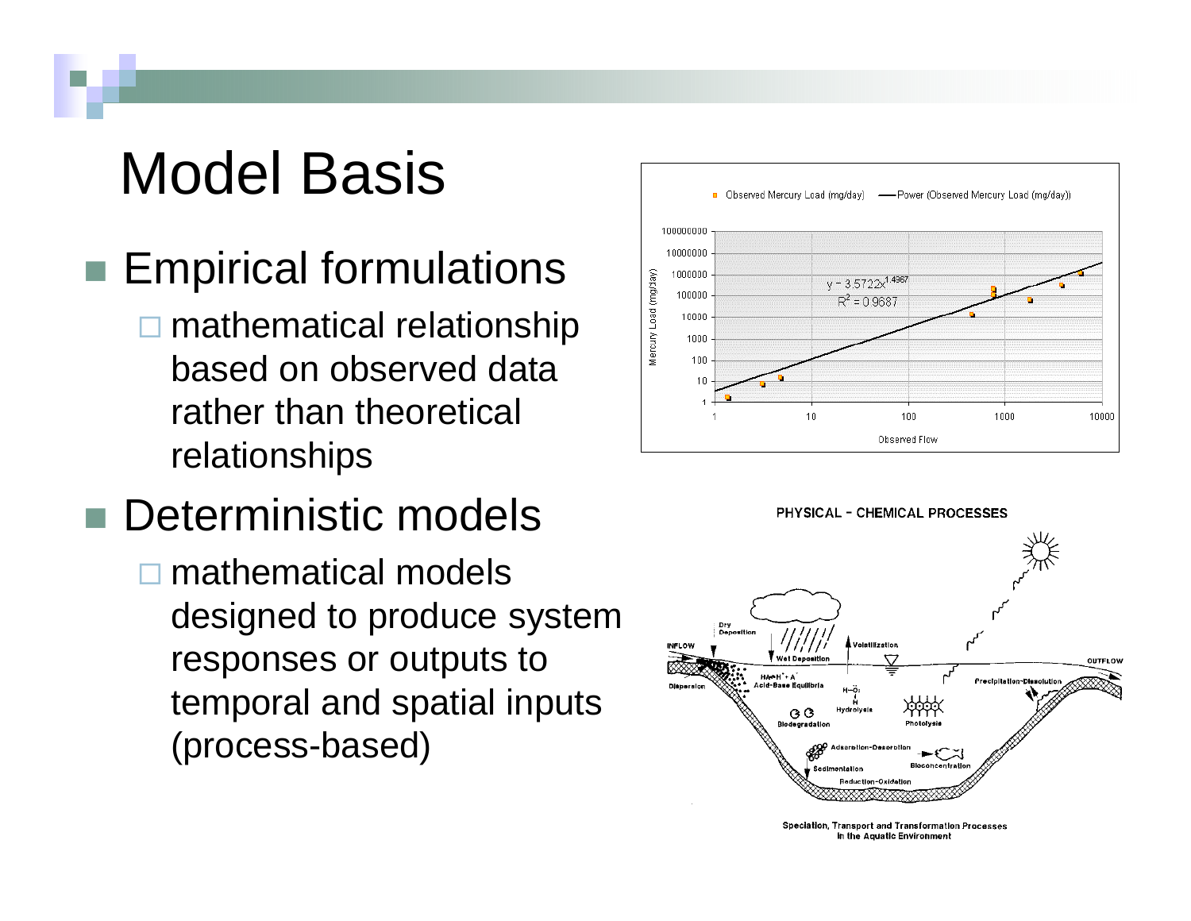# Model Basis

- Empirical formulations
  - mathematical relationship based on observed data rather than theoretical relationships
- Deterministic models
  - mathematical models designed to produce system responses or outputs to temporal and spatial inputs (process-based)

Speciation, Transport and Transformation Processes in the Aquatic Environment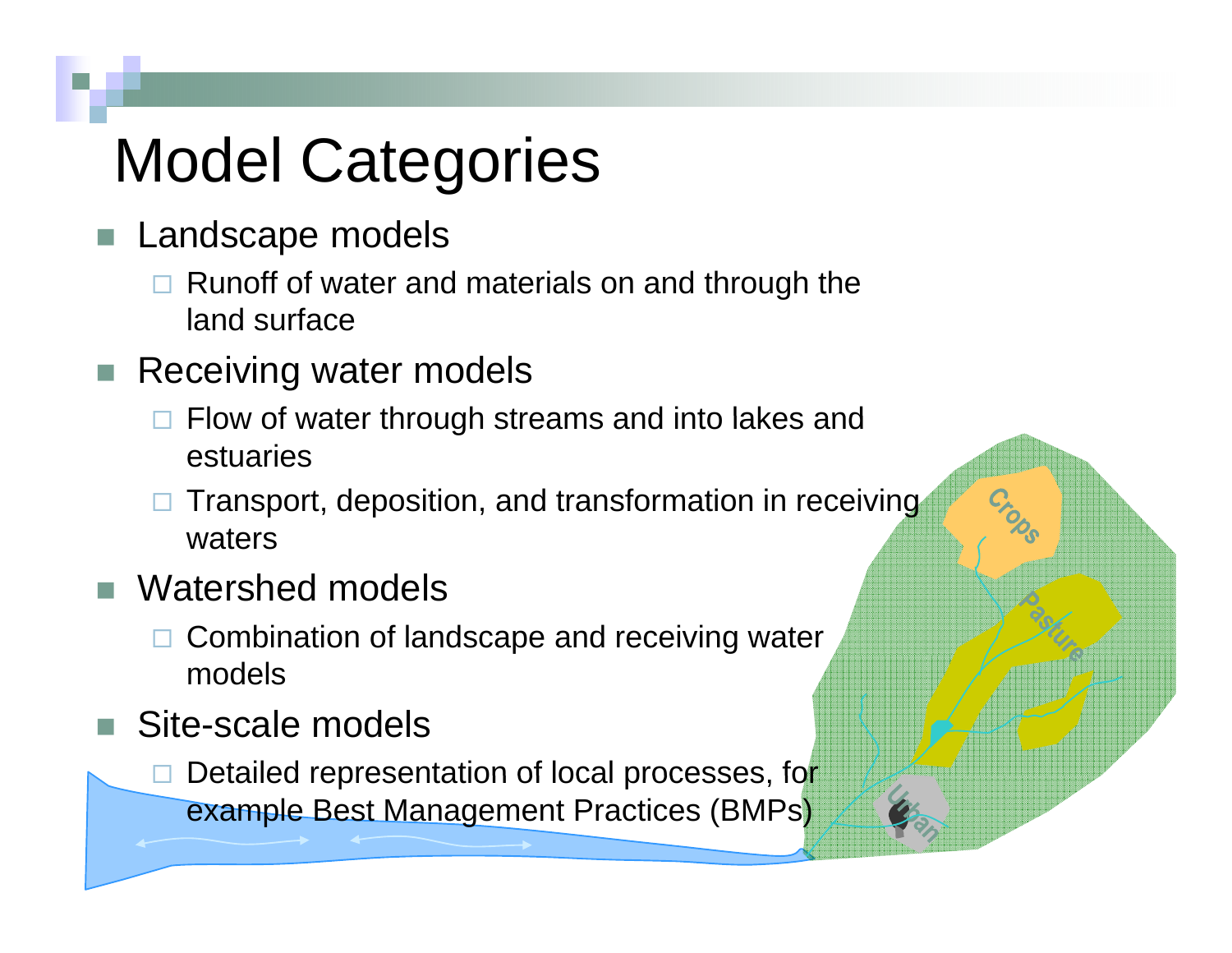# Model Categories

- Landscape models
  - Runoff of water and materials on and through the land surface
- Receiving water models
  - Flow of water through streams and into lakes and estuaries
  - Transport, deposition, and transformation in receiving waters
- Watershed models
  - Combination of landscape and receiving water models
- Site-scale models
  - Detailed representation of local processes, for example Best Management Practices (BMPs)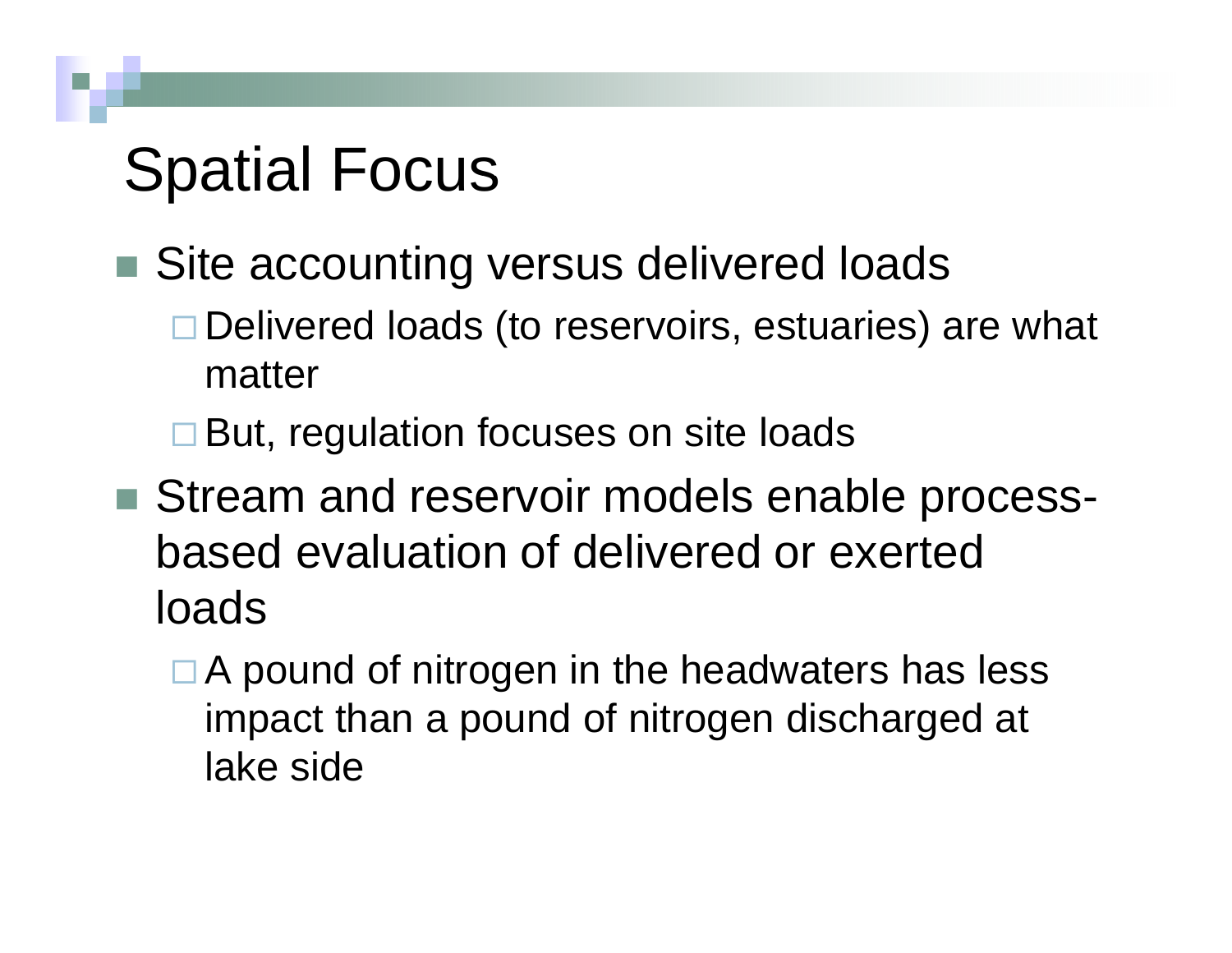# Spatial Focus

- Site accounting versus delivered loads
  - Delivered loads (to reservoirs, estuaries) are what matter
  - But, regulation focuses on site loads
- Stream and reservoir models enable process-based evaluation of delivered or exerted loads
  - A pound of nitrogen in the headwaters has less impact than a pound of nitrogen discharged at lake side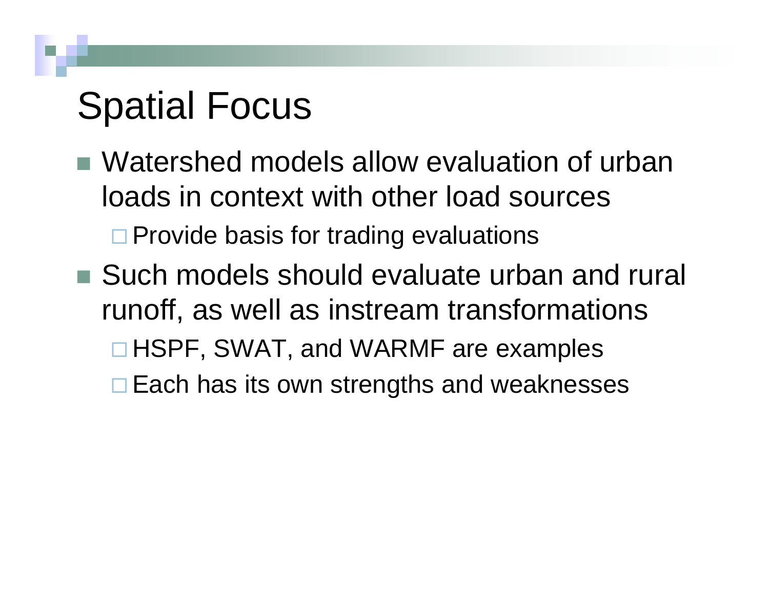# Spatial Focus

- Watershed models allow evaluation of urban loads in context with other load sources
  - Provide basis for trading evaluations
- Such models should evaluate urban and rural runoff, as well as instream transformations
  - HSPF, SWAT, and WARMF are examples
  - Each has its own strengths and weaknesses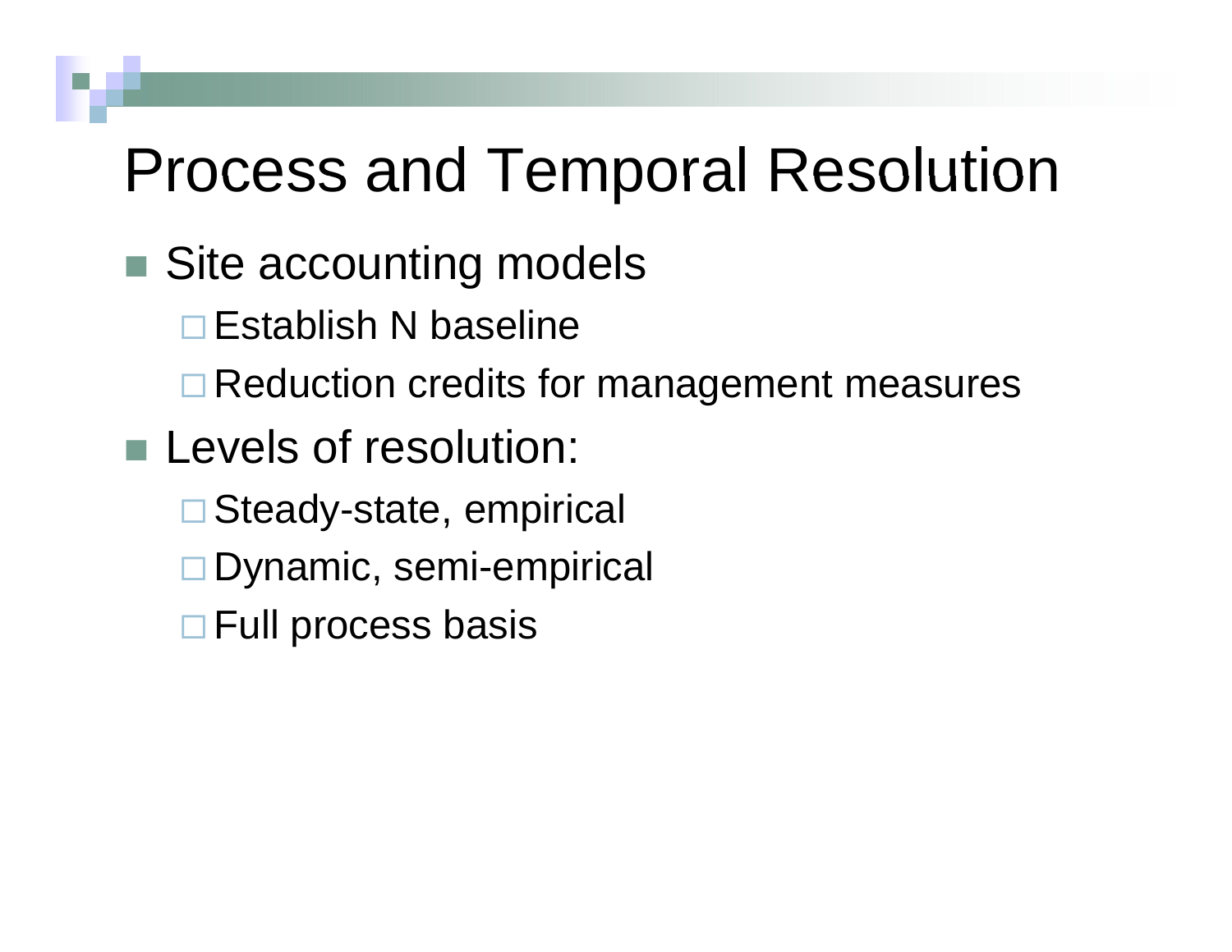# Process and Temporal Resolution

- Site accounting models
  - Establish N baseline
  - Reduction credits for management measures
- Levels of resolution:
  - Steady-state, empirical
  - Dynamic, semi-empirical
  - Full process basis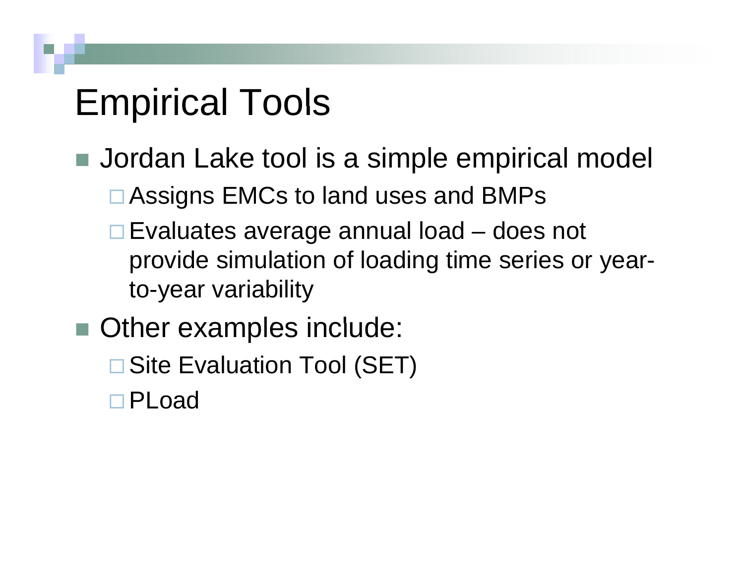# Empirical Tools

- Jordan Lake tool is a simple empirical model
  - Assigns EMCs to land uses and BMPs
  - Evaluates average annual load – does not provide simulation of loading time series or year-to-year variability
- Other examples include:
  - Site Evaluation Tool (SET)
  - PLoad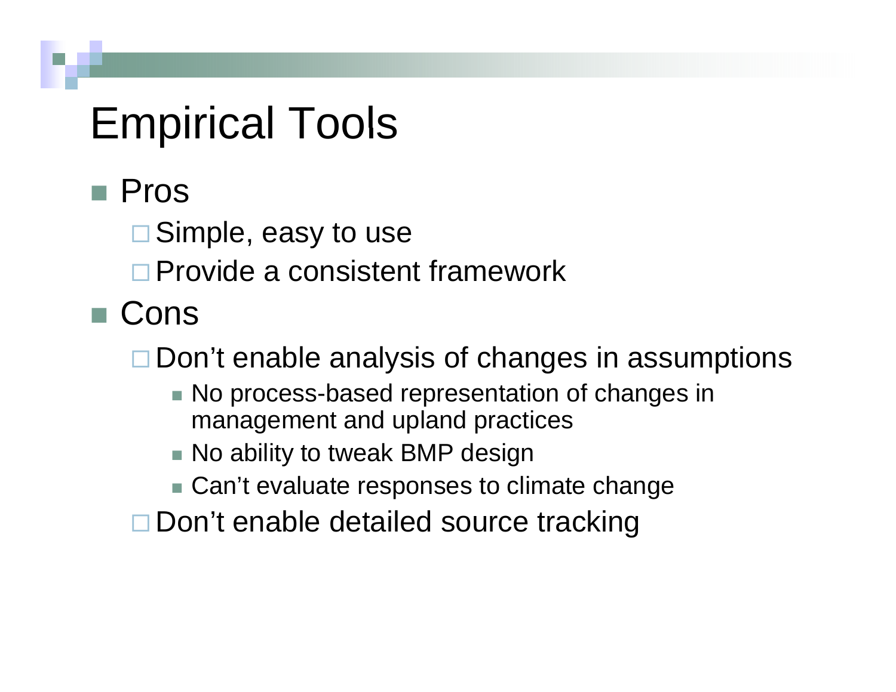# Empirical Tools

- Pros
  - Simple, easy to use
  - Provide a consistent framework
- Cons
  - Don’t enable analysis of changes in assumptions
    - No process-based representation of changes in management and upland practices
    - No ability to tweak BMP design
    - Can’t evaluate responses to climate change
  - Don’t enable detailed source tracking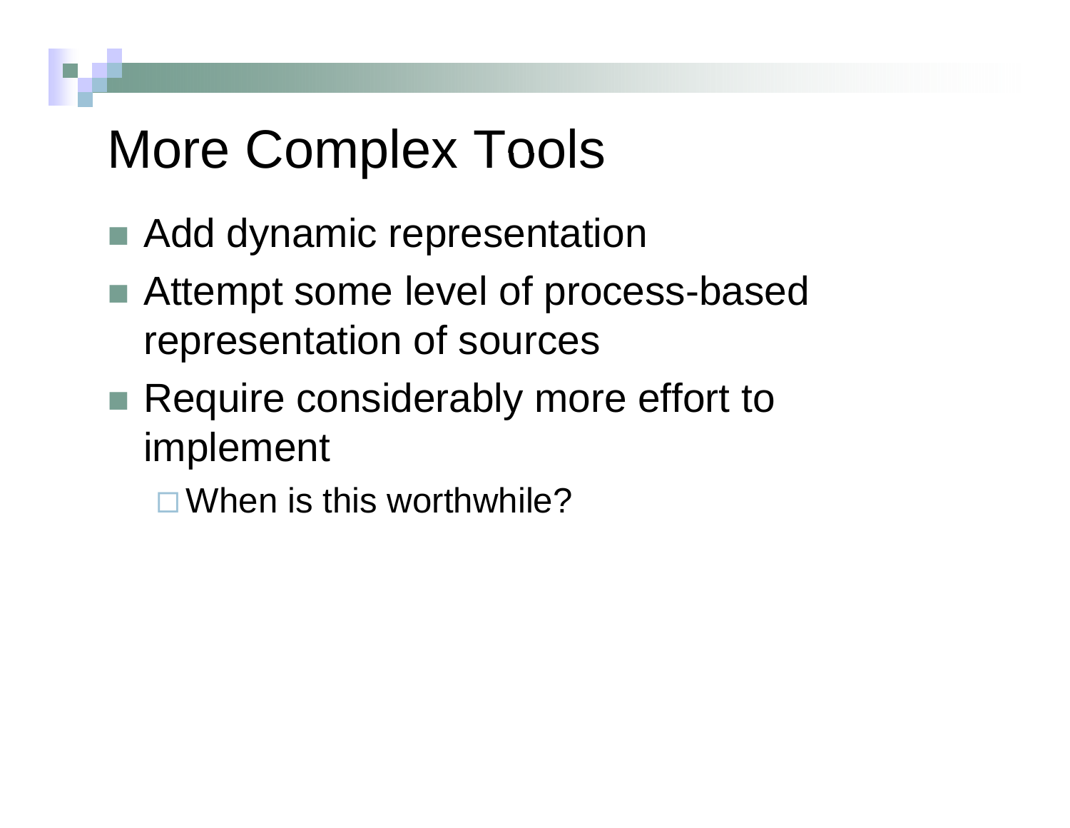# More Complex Tools

- Add dynamic representation
- Attempt some level of process-based representation of sources
- Require considerably more effort to implement
  - When is this worthwhile?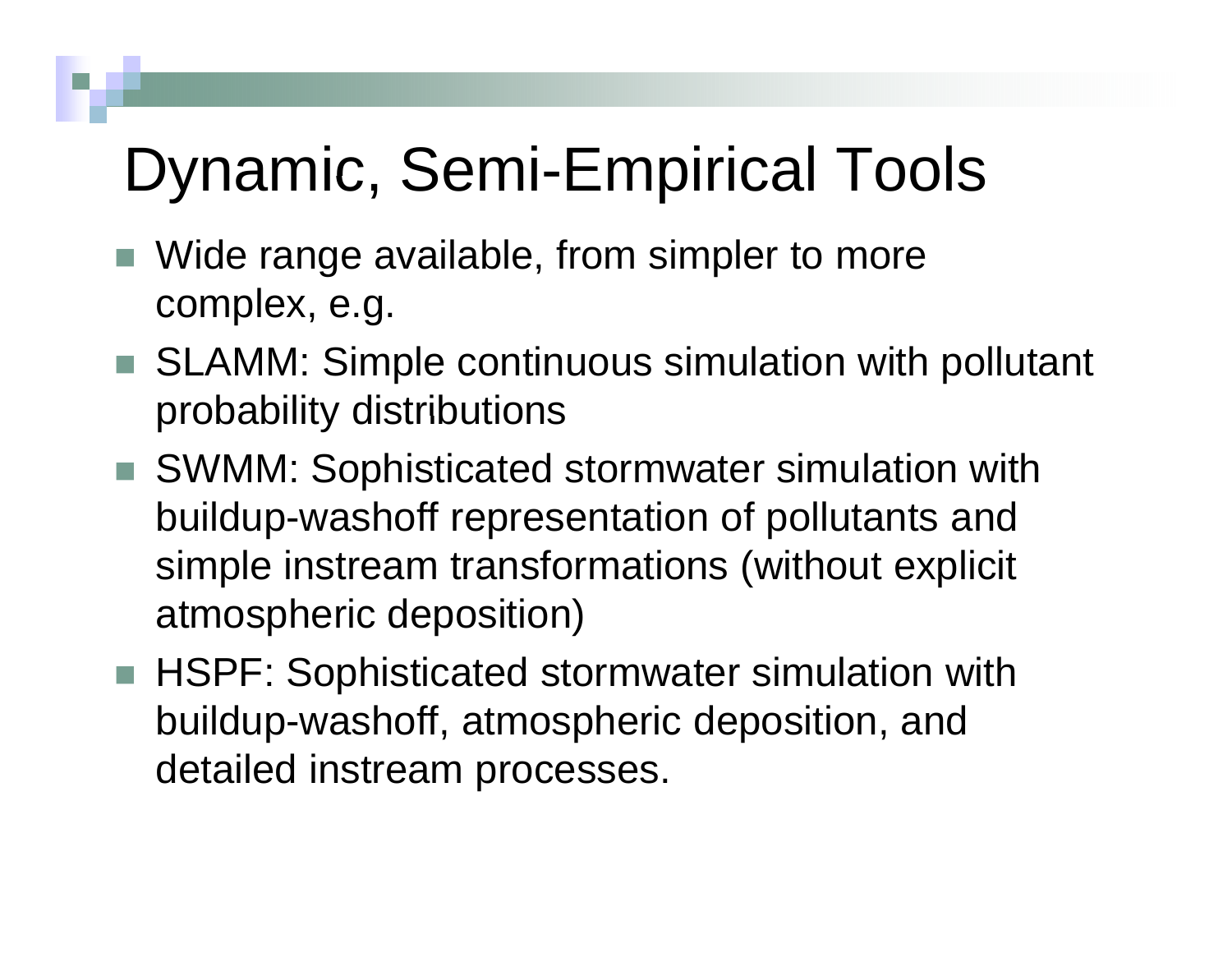# Dynamic, Semi-Empirical Tools

- Wide range available, from simpler to more complex, e.g.
- SLAMM: Simple continuous simulation with pollutant probability distributions
- SWMM: Sophisticated stormwater simulation with buildup-washoff representation of pollutants and simple instream transformations (without explicit atmospheric deposition)
- HSPF: Sophisticated stormwater simulation with buildup-washoff, atmospheric deposition, and detailed instream processes.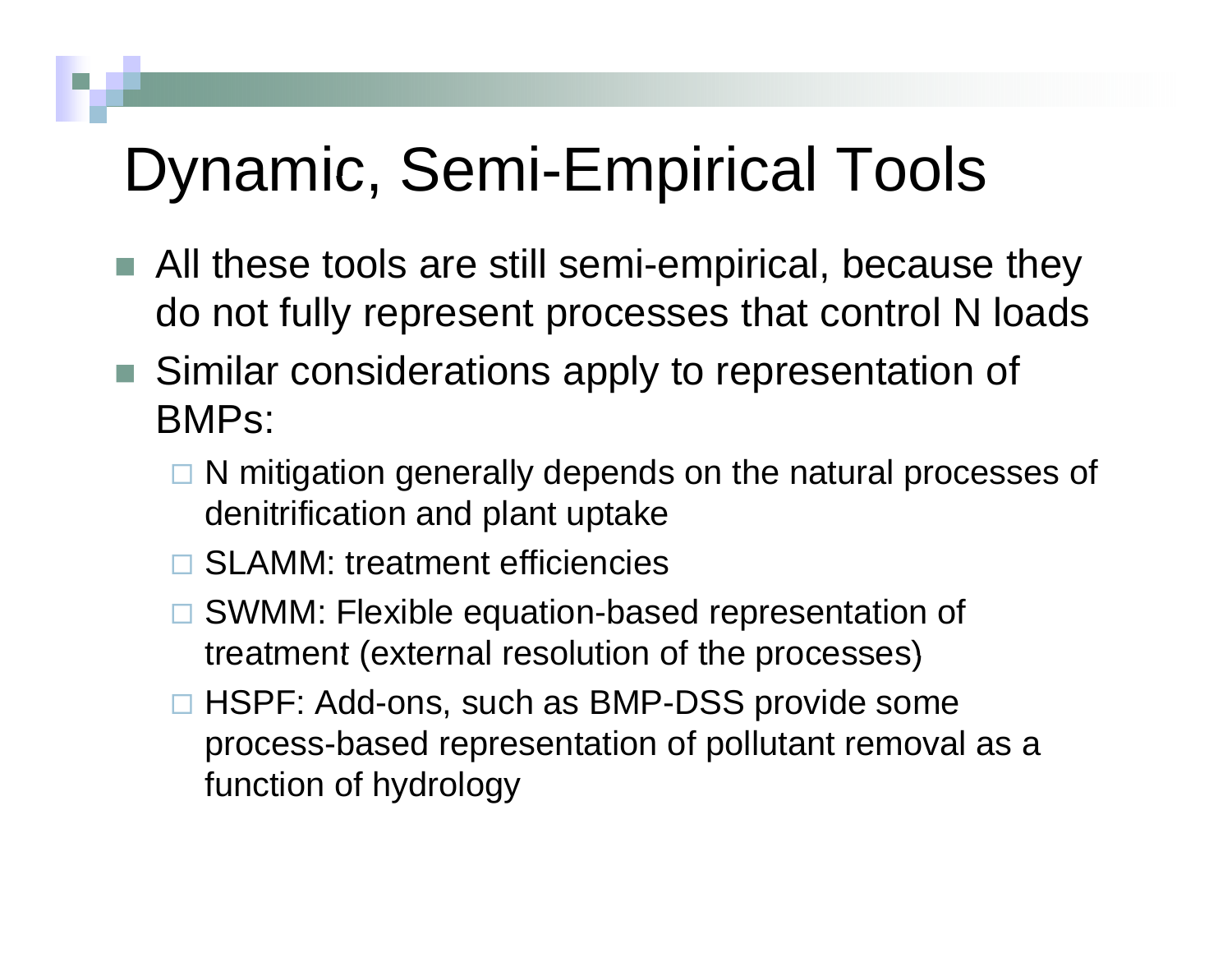# Dynamic, Semi-Empirical Tools

- All these tools are still semi-empirical, because they do not fully represent processes that control N loads
- Similar considerations apply to representation of BMPs:
  - N mitigation generally depends on the natural processes of denitrification and plant uptake
  - SLAMM: treatment efficiencies
  - SWMM: Flexible equation-based representation of treatment (external resolution of the processes)
  - HSPF: Add-ons, such as BMP-DSS provide some process-based representation of pollutant removal as a function of hydrology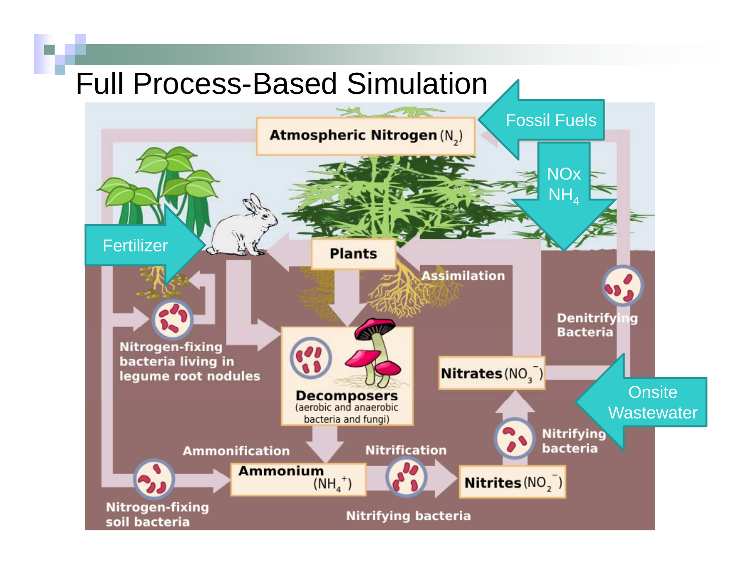# Full Process-Based Simulation

Atmospheric Nitrogen ($N_2$)

Fossil Fuels

NOx
$NH_4$

Fertilizer

Plants

Assimilation

Denitrifying Bacteria

Nitrogen-fixing bacteria living in legume root nodules

Decomposers
(aerobic and anaerobic bacteria and fungi)

Nitrates ($NO_3^-$)

Onsite Wastewater

Nitrifying bacteria

Ammonification

Nitrification

Ammonium ($NH_4^+$)

Nitrites ($NO_2^-$)

Nitrogen-fixing soil bacteria

Nitrifying bacteria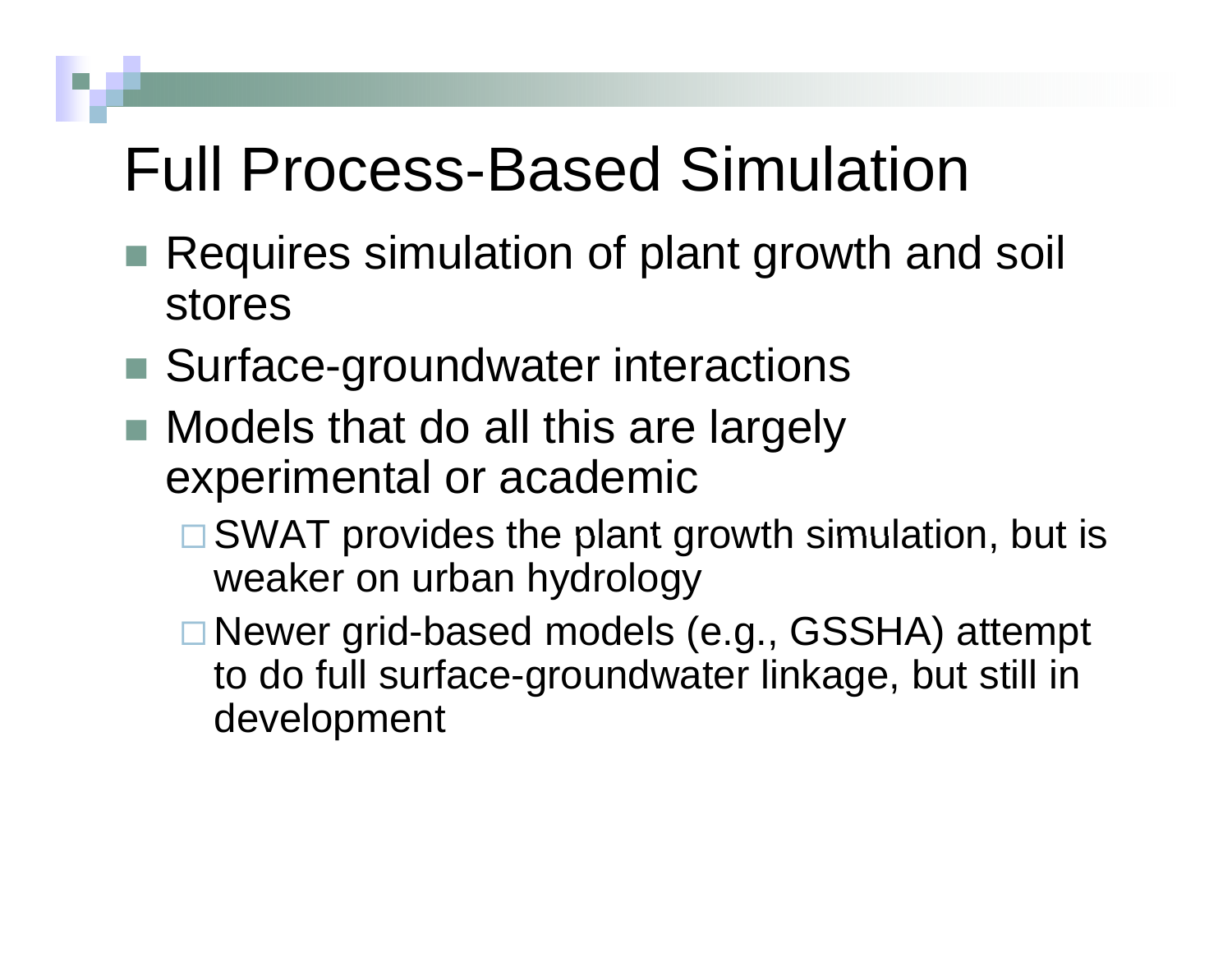# Full Process-Based Simulation

- Requires simulation of plant growth and soil stores
- Surface-groundwater interactions
- Models that do all this are largely experimental or academic
  - SWAT provides the plant growth simulation, but is weaker on urban hydrology
  - Newer grid-based models (e.g., GSSHA) attempt to do full surface-groundwater linkage, but still in development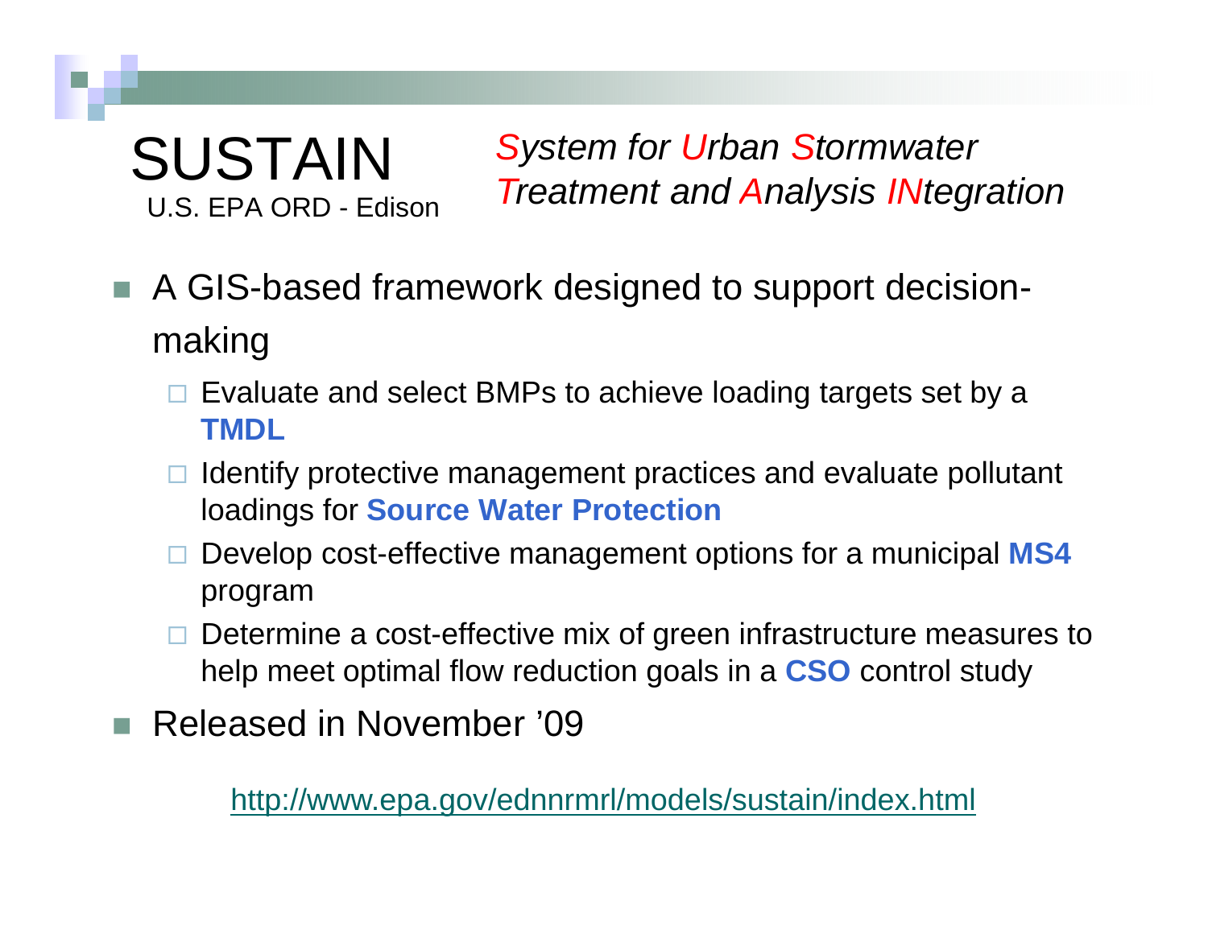# SUSTAIN

U.S. EPA ORD - Edison

*System for Urban Stormwater Treatment and Analysis INtegration*

- A GIS-based framework designed to support decision-making
  - Evaluate and select BMPs to achieve loading targets set by a **TMDL**
  - Identify protective management practices and evaluate pollutant loadings for **Source Water Protection**
  - Develop cost-effective management options for a municipal **MS4** program
  - Determine a cost-effective mix of green infrastructure measures to help meet optimal flow reduction goals in a **CSO** control study
- Released in November '09

http://www.epa.gov/ednnrmrl/models/sustain/index.html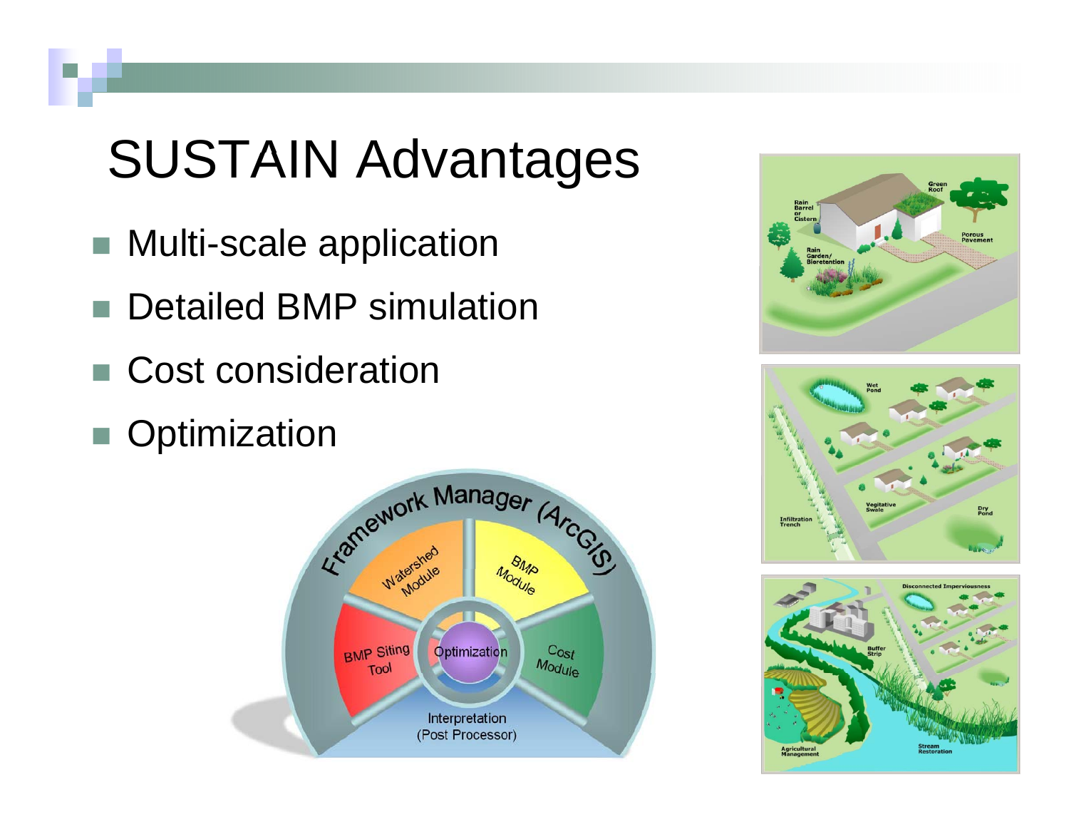# SUSTAIN Advantages

- Multi-scale application
- Detailed BMP simulation
- Cost consideration
- Optimization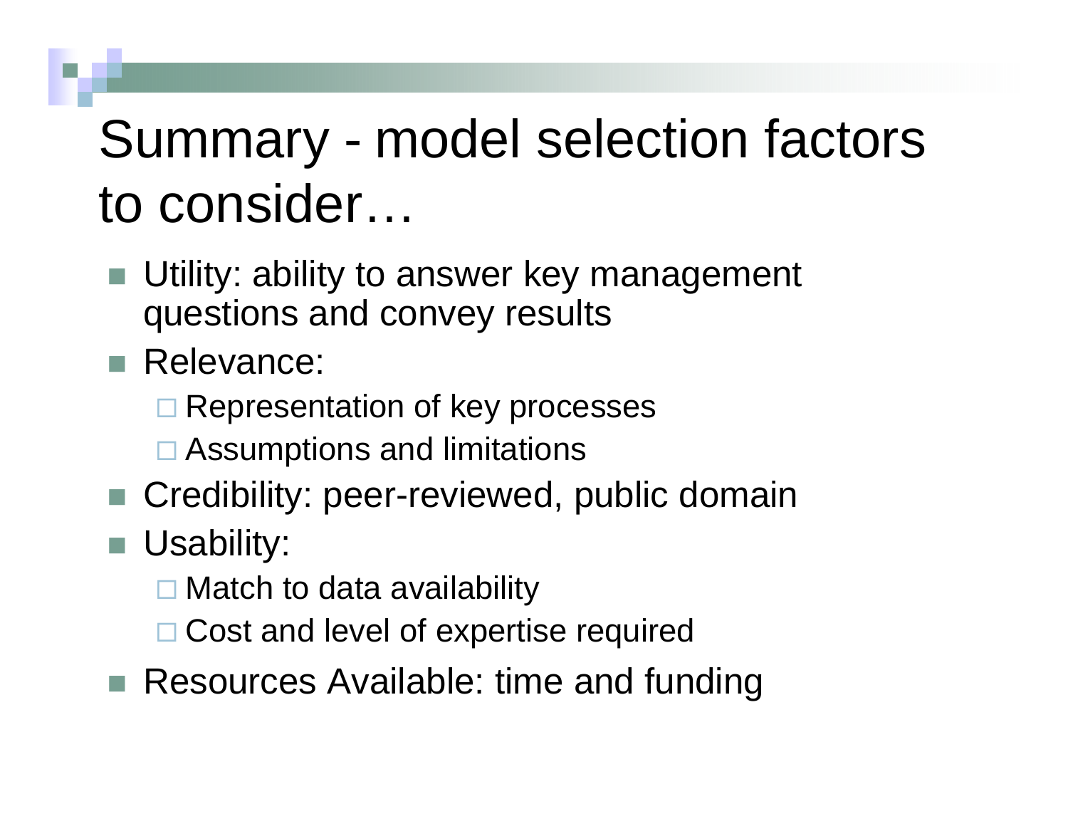# Summary - model selection factors to consider…

- Utility: ability to answer key management questions and convey results
- Relevance:
  - Representation of key processes
  - Assumptions and limitations
- Credibility: peer-reviewed, public domain
- Usability:
  - Match to data availability
  - Cost and level of expertise required
- Resources Available: time and funding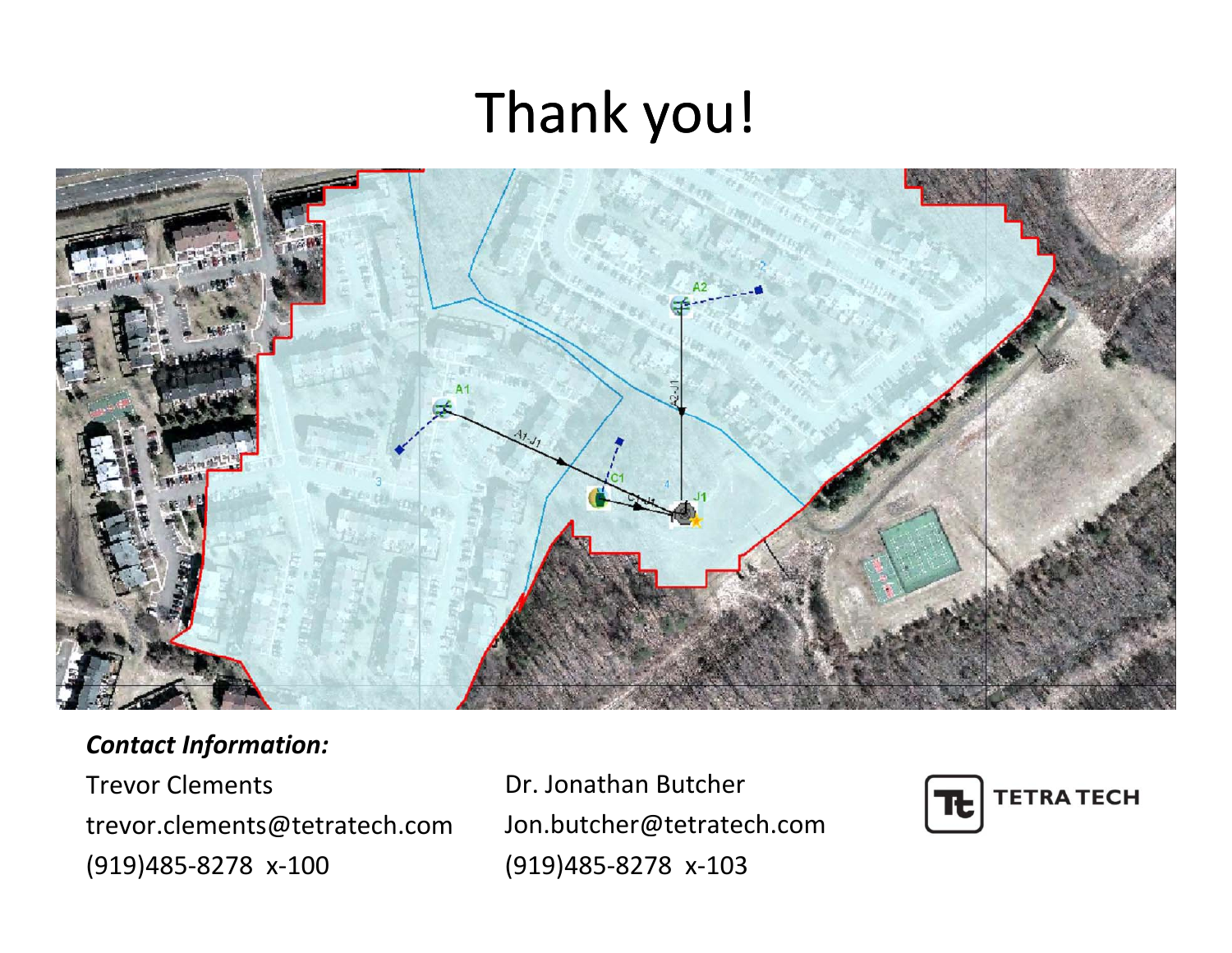# Thank you!

***Contact Information:***

Trevor Clements
trevor.clements@tetratech.com
(919)485-8278  x-100

Dr. Jonathan Butcher
Jon.butcher@tetratech.com
(919)485-8278  x-103

TETRA TECH